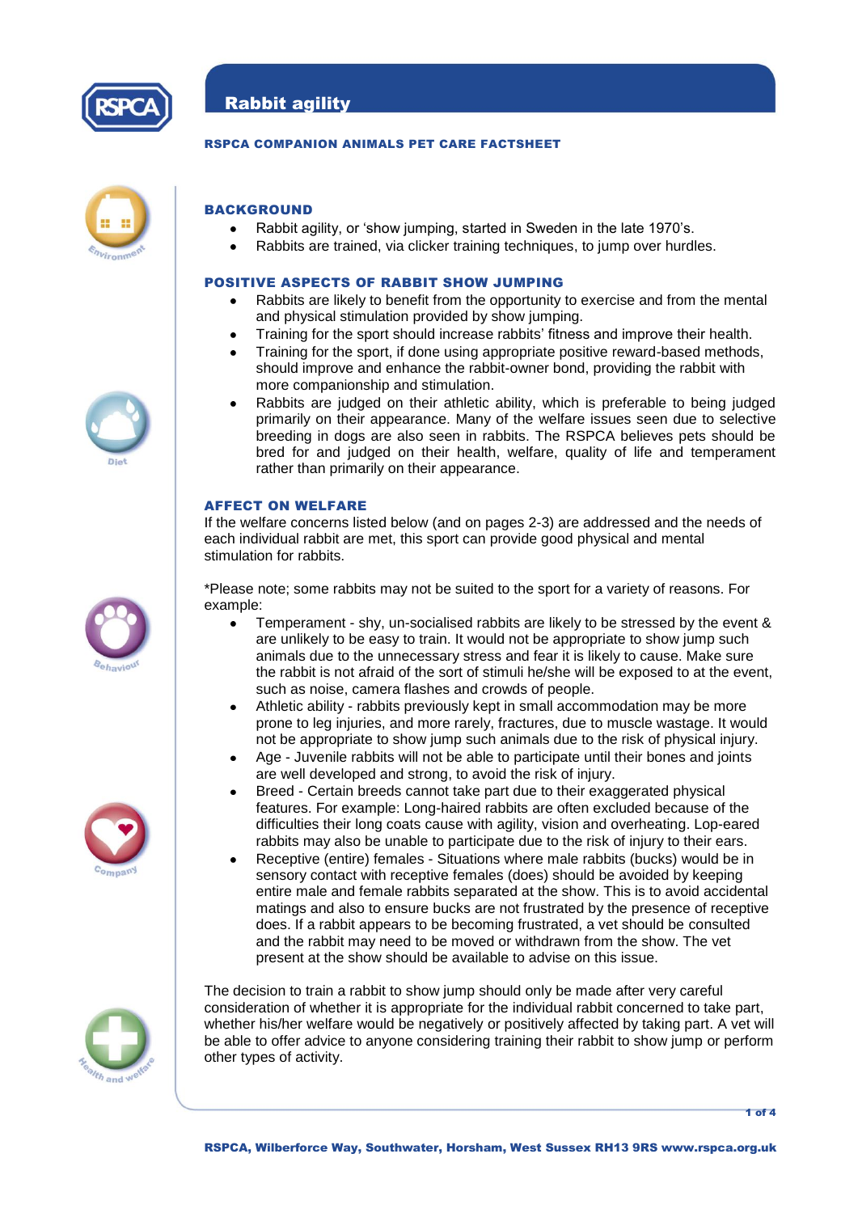# Rabbit agility

**RSPCA COMPANION ANIMALS PET CARE FACTSHEET**

## BACKGROUND

- Rabbit agility, or 'show jumping, started in Sweden in the late 1970's.
- Rabbits are trained, via clicker training techniques, to jump over hurdles.

## POSITIVE ASPECTS OF RABBIT SHOW JUMPING

- Rabbits are likely to benefit from the opportunity to exercise and from the mental and physical stimulation provided by show jumping.
- Training for the sport should increase rabbits' fitness and improve their health.
- Training for the sport, if done using appropriate positive reward-based methods, should improve and enhance the rabbit-owner bond, providing the rabbit with more companionship and stimulation.
- Rabbits are judged on their athletic ability, which is preferable to being judged primarily on their appearance. Many of the welfare issues seen due to selective breeding in dogs are also seen in rabbits. The RSPCA believes pets should be bred for and judged on their health, welfare, quality of life and temperament rather than primarily on their appearance.

## AFFECT ON WELFARE

If the welfare concerns listed below (and on pages 2-3) are addressed and the needs of each individual rabbit are met, this sport can provide good physical and mental stimulation for rabbits.

*Please note; some rabbits may not be suited to the sport for a variety of reasons. For example:

- Temperament - shy, un-socialised rabbits are likely to be stressed by the event & are unlikely to be easy to train. It would not be appropriate to show jump such animals due to the unnecessary stress and fear it is likely to cause. Make sure the rabbit is not afraid of the sort of stimuli he/she will be exposed to at the event, such as noise, camera flashes and crowds of people.
- Athletic ability - rabbits previously kept in small accommodation may be more prone to leg injuries, and more rarely, fractures, due to muscle wastage. It would not be appropriate to show jump such animals due to the risk of physical injury.
- Age - Juvenile rabbits will not be able to participate until their bones and joints are well developed and strong, to avoid the risk of injury.
- Breed - Certain breeds cannot take part due to their exaggerated physical features. For example: Long-haired rabbits are often excluded because of the difficulties their long coats cause with agility, vision and overheating. Lop-eared rabbits may also be unable to participate due to the risk of injury to their ears.
- Receptive (entire) females - Situations where male rabbits (bucks) would be in sensory contact with receptive females (does) should be avoided by keeping entire male and female rabbits separated at the show. This is to avoid accidental matings and also to ensure bucks are not frustrated by the presence of receptive does. If a rabbit appears to be becoming frustrated, a vet should be consulted and the rabbit may need to be moved or withdrawn from the show. The vet present at the show should be available to advise on this issue.

The decision to train a rabbit to show jump should only be made after very careful consideration of whether it is appropriate for the individual rabbit concerned to take part, whether his/her welfare would be negatively or positively affected by taking part. A vet will be able to offer advice to anyone considering training their rabbit to show jump or perform other types of activity.

RSPCA, Wilberforce Way, Southwater, Horsham, West Sussex RH13 9RS www.rspca.org.uk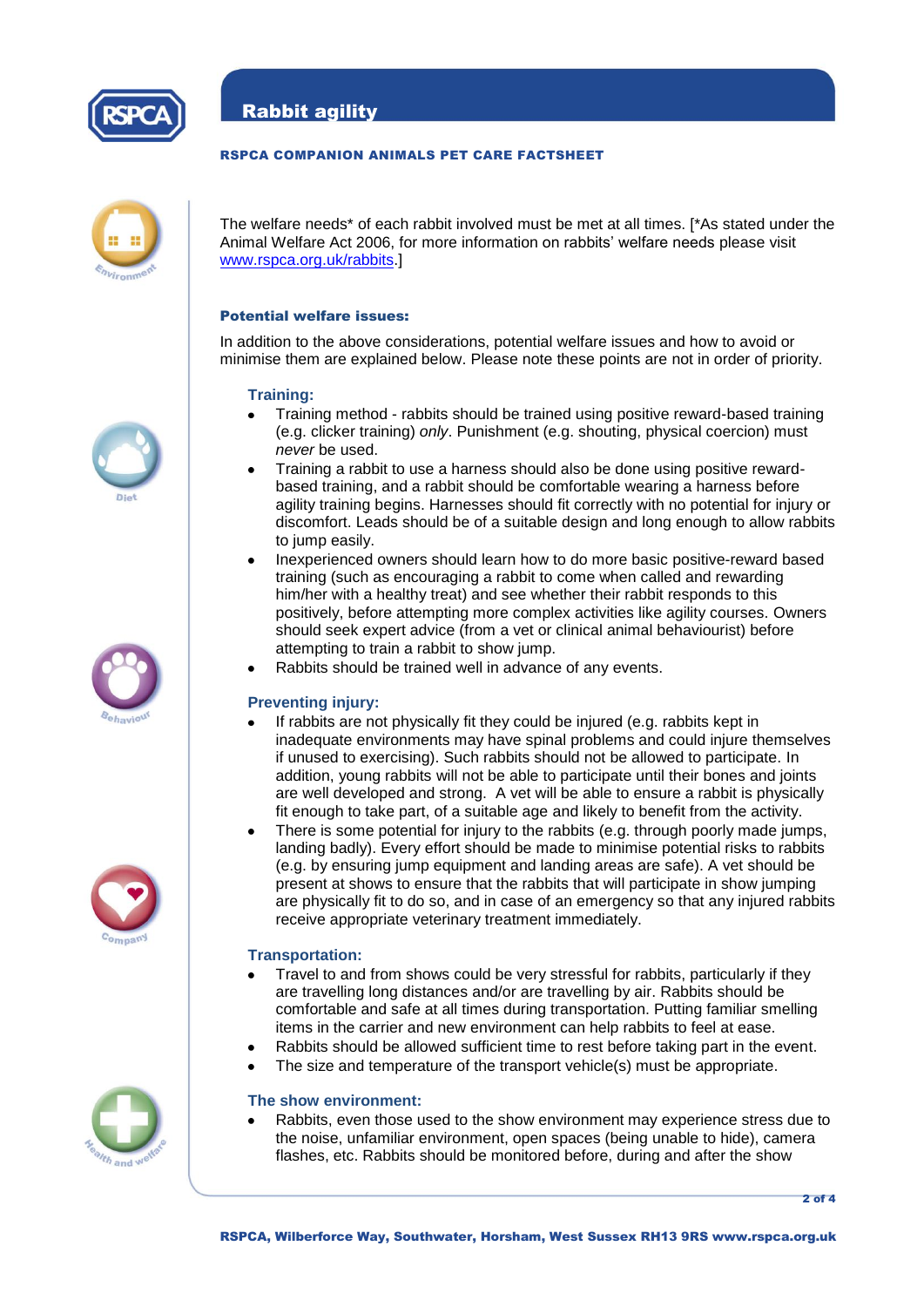The welfare needs* of each rabbit involved must be met at all times. [*As stated under the Animal Welfare Act 2006, for more information on rabbits' welfare needs please visit www.rspca.org.uk/rabbits.]

### Potential welfare issues:

In addition to the above considerations, potential welfare issues and how to avoid or minimise them are explained below. Please note these points are not in order of priority.

#### Training:

- Training method - rabbits should be trained using positive reward-based training (e.g. clicker training) *only*. Punishment (e.g. shouting, physical coercion) must *never* be used.
- Training a rabbit to use a harness should also be done using positive reward-based training, and a rabbit should be comfortable wearing a harness before agility training begins. Harnesses should fit correctly with no potential for injury or discomfort. Leads should be of a suitable design and long enough to allow rabbits to jump easily.
- Inexperienced owners should learn how to do more basic positive-reward based training (such as encouraging a rabbit to come when called and rewarding him/her with a healthy treat) and see whether their rabbit responds to this positively, before attempting more complex activities like agility courses. Owners should seek expert advice (from a vet or clinical animal behaviourist) before attempting to train a rabbit to show jump.
- Rabbits should be trained well in advance of any events.

#### Preventing injury:

- If rabbits are not physically fit they could be injured (e.g. rabbits kept in inadequate environments may have spinal problems and could injure themselves if unused to exercising). Such rabbits should not be allowed to participate. In addition, young rabbits will not be able to participate until their bones and joints are well developed and strong. A vet will be able to ensure a rabbit is physically fit enough to take part, of a suitable age and likely to benefit from the activity.
- There is some potential for injury to the rabbits (e.g. through poorly made jumps, landing badly). Every effort should be made to minimise potential risks to rabbits (e.g. by ensuring jump equipment and landing areas are safe). A vet should be present at shows to ensure that the rabbits that will participate in show jumping are physically fit to do so, and in case of an emergency so that any injured rabbits receive appropriate veterinary treatment immediately.

#### Transportation:

- Travel to and from shows could be very stressful for rabbits, particularly if they are travelling long distances and/or are travelling by air. Rabbits should be comfortable and safe at all times during transportation. Putting familiar smelling items in the carrier and new environment can help rabbits to feel at ease.
- Rabbits should be allowed sufficient time to rest before taking part in the event.
- The size and temperature of the transport vehicle(s) must be appropriate.

#### The show environment:

- Rabbits, even those used to the show environment may experience stress due to the noise, unfamiliar environment, open spaces (being unable to hide), camera flashes, etc. Rabbits should be monitored before, during and after the show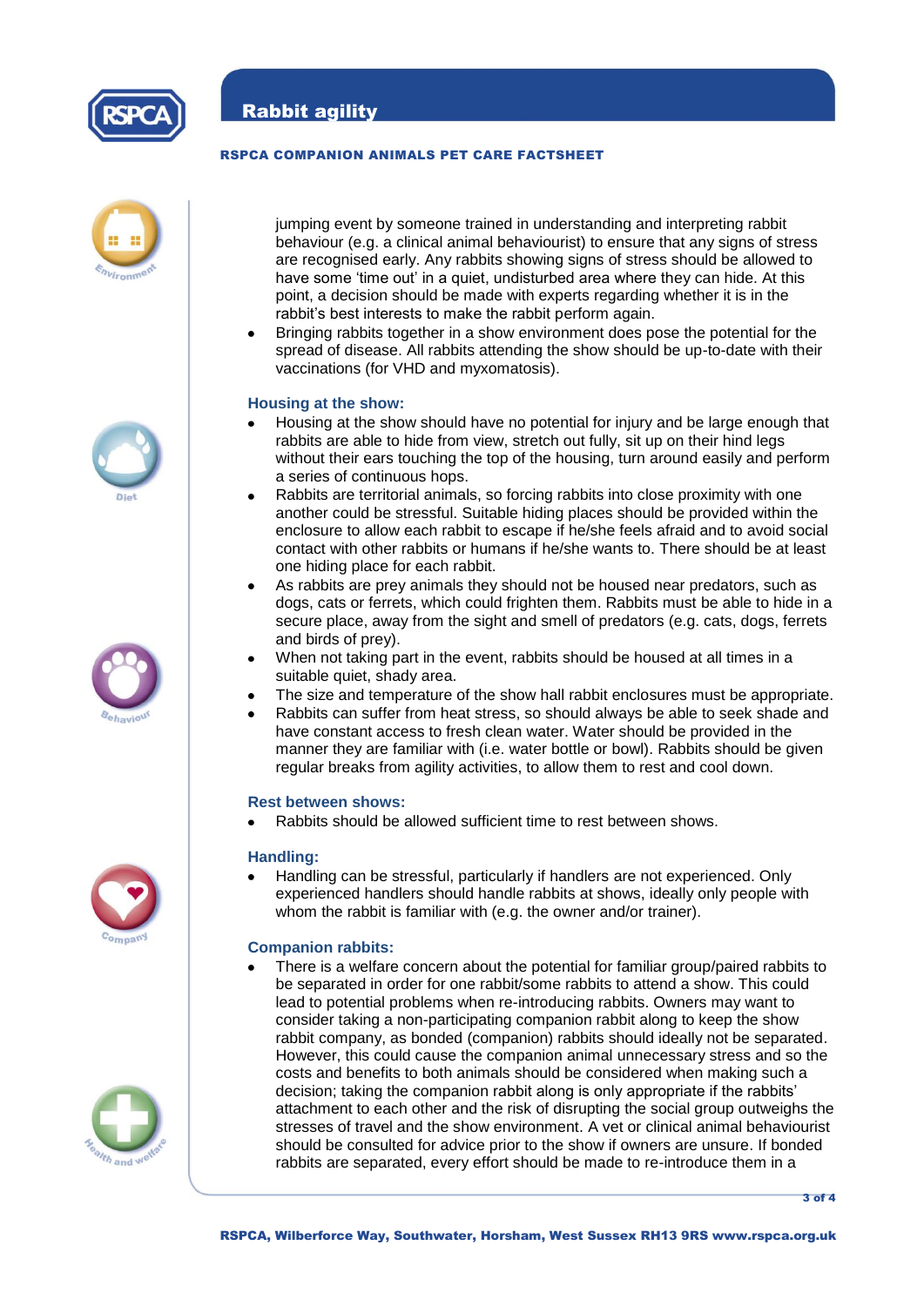jumping event by someone trained in understanding and interpreting rabbit behaviour (e.g. a clinical animal behaviourist) to ensure that any signs of stress are recognised early. Any rabbits showing signs of stress should be allowed to have some 'time out' in a quiet, undisturbed area where they can hide. At this point, a decision should be made with experts regarding whether it is in the rabbit's best interests to make the rabbit perform again.

- Bringing rabbits together in a show environment does pose the potential for the spread of disease. All rabbits attending the show should be up-to-date with their vaccinations (for VHD and myxomatosis).

### Housing at the show:

- Housing at the show should have no potential for injury and be large enough that rabbits are able to hide from view, stretch out fully, sit up on their hind legs without their ears touching the top of the housing, turn around easily and perform a series of continuous hops.
- Rabbits are territorial animals, so forcing rabbits into close proximity with one another could be stressful. Suitable hiding places should be provided within the enclosure to allow each rabbit to escape if he/she feels afraid and to avoid social contact with other rabbits or humans if he/she wants to. There should be at least one hiding place for each rabbit.
- As rabbits are prey animals they should not be housed near predators, such as dogs, cats or ferrets, which could frighten them. Rabbits must be able to hide in a secure place, away from the sight and smell of predators (e.g. cats, dogs, ferrets and birds of prey).
- When not taking part in the event, rabbits should be housed at all times in a suitable quiet, shady area.
- The size and temperature of the show hall rabbit enclosures must be appropriate.
- Rabbits can suffer from heat stress, so should always be able to seek shade and have constant access to fresh clean water. Water should be provided in the manner they are familiar with (i.e. water bottle or bowl). Rabbits should be given regular breaks from agility activities, to allow them to rest and cool down.

### Rest between shows:

- Rabbits should be allowed sufficient time to rest between shows.

### Handling:

- Handling can be stressful, particularly if handlers are not experienced. Only experienced handlers should handle rabbits at shows, ideally only people with whom the rabbit is familiar with (e.g. the owner and/or trainer).

### Companion rabbits:

- There is a welfare concern about the potential for familiar group/paired rabbits to be separated in order for one rabbit/some rabbits to attend a show. This could lead to potential problems when re-introducing rabbits. Owners may want to consider taking a non-participating companion rabbit along to keep the show rabbit company, as bonded (companion) rabbits should ideally not be separated. However, this could cause the companion animal unnecessary stress and so the costs and benefits to both animals should be considered when making such a decision; taking the companion rabbit along is only appropriate if the rabbits' attachment to each other and the risk of disrupting the social group outweighs the stresses of travel and the show environment. A vet or clinical animal behaviourist should be consulted for advice prior to the show if owners are unsure. If bonded rabbits are separated, every effort should be made to re-introduce them in a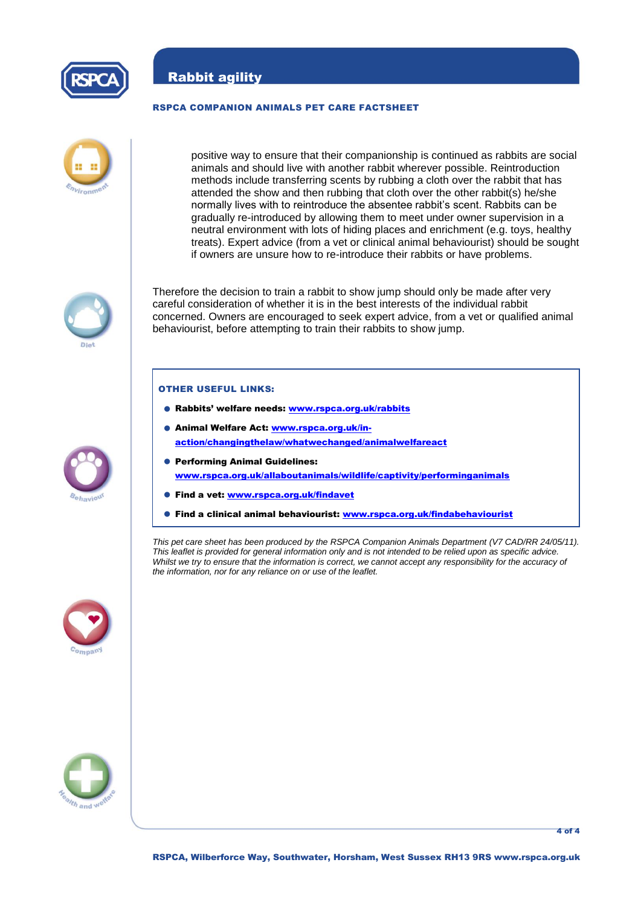positive way to ensure that their companionship is continued as rabbits are social animals and should live with another rabbit wherever possible. Reintroduction methods include transferring scents by rubbing a cloth over the rabbit that has attended the show and then rubbing that cloth over the other rabbit(s) he/she normally lives with to reintroduce the absentee rabbit's scent. Rabbits can be gradually re-introduced by allowing them to meet under owner supervision in a neutral environment with lots of hiding places and enrichment (e.g. toys, healthy treats). Expert advice (from a vet or clinical animal behaviourist) should be sought if owners are unsure how to re-introduce their rabbits or have problems.

Therefore the decision to train a rabbit to show jump should only be made after very careful consideration of whether it is in the best interests of the individual rabbit concerned. Owners are encouraged to seek expert advice, from a vet or qualified animal behaviourist, before attempting to train their rabbits to show jump.

**OTHER USEFUL LINKS:**

- **Rabbits' welfare needs: www.rspca.org.uk/rabbits**
- **Animal Welfare Act: www.rspca.org.uk/in-action/changingthelaw/whatwechanged/animalwelfareact**
- **Performing Animal Guidelines: www.rspca.org.uk/allaboutanimals/wildlife/captivity/performinganimals**
- **Find a vet: www.rspca.org.uk/findavet**
- **Find a clinical animal behaviourist: www.rspca.org.uk/findabehaviourist**

*This pet care sheet has been produced by the RSPCA Companion Animals Department (V7 CAD/RR 24/05/11). This leaflet is provided for general information only and is not intended to be relied upon as specific advice. Whilst we try to ensure that the information is correct, we cannot accept any responsibility for the accuracy of the information, nor for any reliance on or use of the leaflet.*